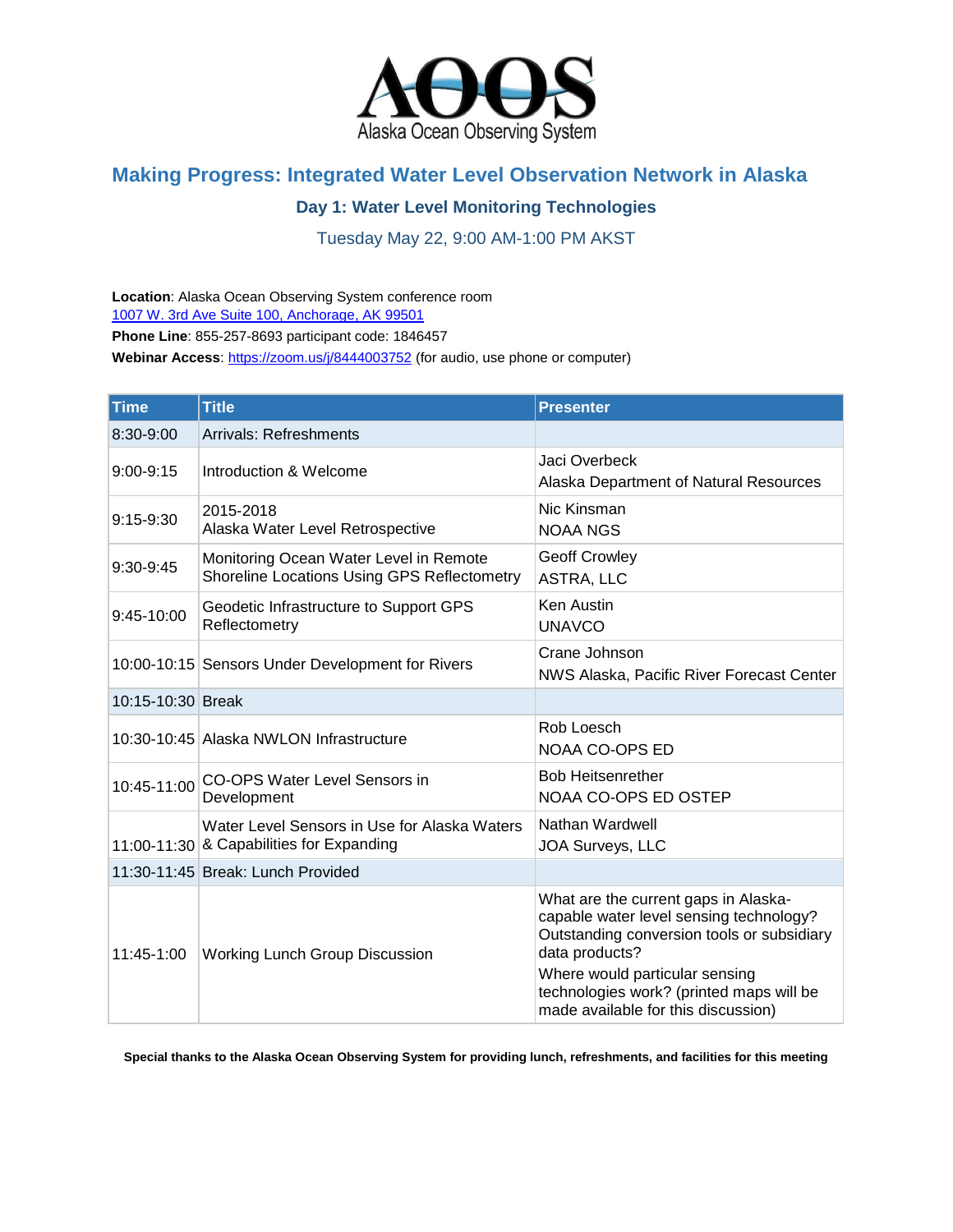AOOS
Alaska Ocean Observing System

# Making Progress: Integrated Water Level Observation Network in Alaska

## Day 1: Water Level Monitoring Technologies

### Tuesday May 22, 9:00 AM-1:00 PM AKST

**Location**: Alaska Ocean Observing System conference room
1007 W. 3rd Ave Suite 100, Anchorage, AK 99501

**Phone Line**: 855-257-8693 participant code: 1846457

**Webinar Access**: https://zoom.us/j/8444003752 (for audio, use phone or computer)

| Time | Title | Presenter |
|---|---|---|
| 8:30-9:00 | Arrivals: Refreshments | |
| 9:00-9:15 | Introduction & Welcome | Jaci Overbeck<br>Alaska Department of Natural Resources |
| 9:15-9:30 | 2015-2018<br>Alaska Water Level Retrospective | Nic Kinsman<br>NOAA NGS |
| 9:30-9:45 | Monitoring Ocean Water Level in Remote Shoreline Locations Using GPS Reflectometry | Geoff Crowley<br>ASTRA, LLC |
| 9:45-10:00 | Geodetic Infrastructure to Support GPS Reflectometry | Ken Austin<br>UNAVCO |
| 10:00-10:15 | Sensors Under Development for Rivers | Crane Johnson<br>NWS Alaska, Pacific River Forecast Center |
| 10:15-10:30 | Break | |
| 10:30-10:45 | Alaska NWLON Infrastructure | Rob Loesch<br>NOAA CO-OPS ED |
| 10:45-11:00 | CO-OPS Water Level Sensors in Development | Bob Heitsenrether<br>NOAA CO-OPS ED OSTEP |
| 11:00-11:30 | Water Level Sensors in Use for Alaska Waters & Capabilities for Expanding | Nathan Wardwell<br>JOA Surveys, LLC |
| 11:30-11:45 | Break: Lunch Provided | |
| 11:45-1:00 | Working Lunch Group Discussion | What are the current gaps in Alaska-capable water level sensing technology? Outstanding conversion tools or subsidiary data products?<br>Where would particular sensing technologies work? (printed maps will be made available for this discussion) |

**Special thanks to the Alaska Ocean Observing System for providing lunch, refreshments, and facilities for this meeting**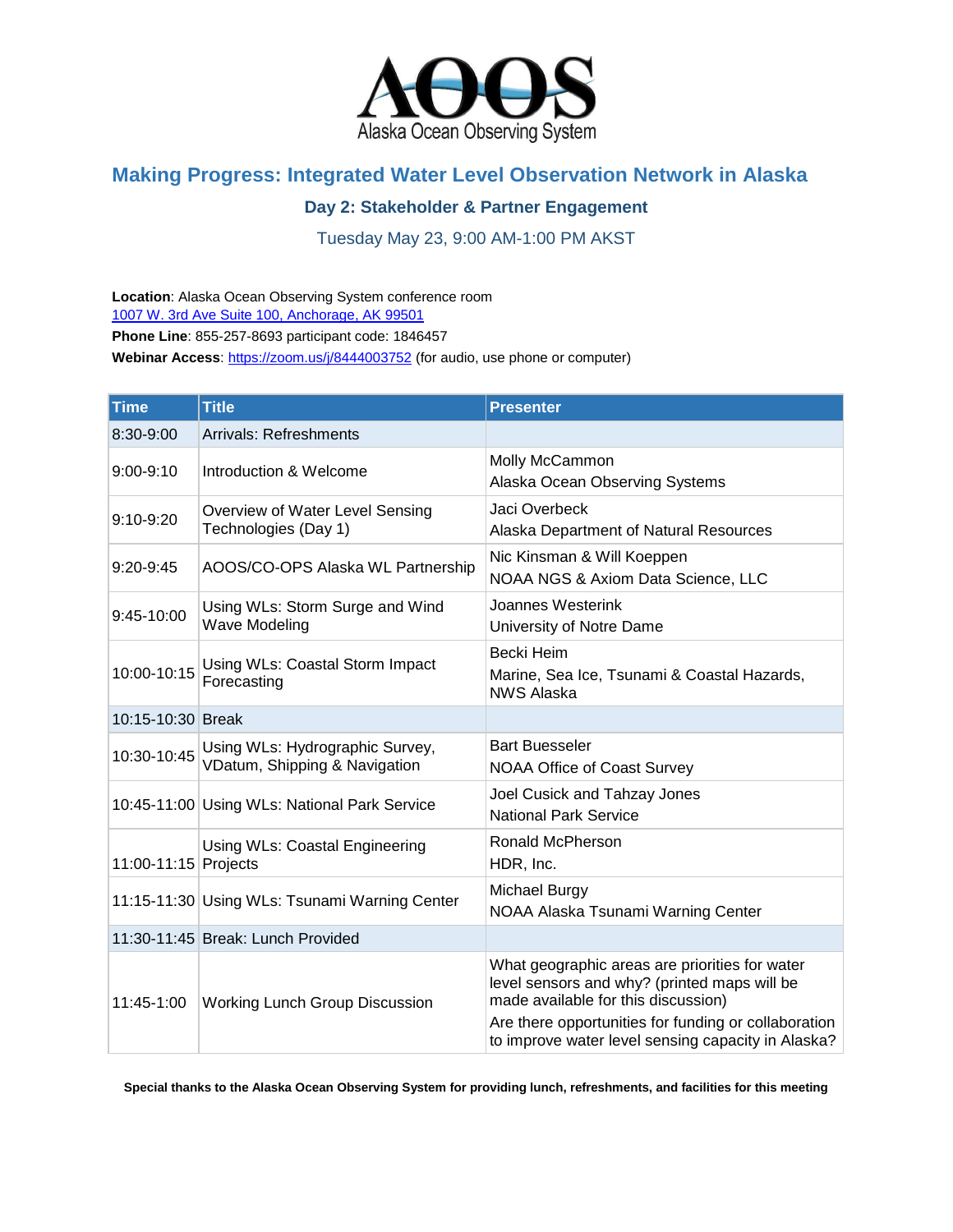AOOS
Alaska Ocean Observing System

# Making Progress: Integrated Water Level Observation Network in Alaska

## Day 2: Stakeholder & Partner Engagement

Tuesday May 23, 9:00 AM-1:00 PM AKST

**Location**: Alaska Ocean Observing System conference room
1007 W. 3rd Ave Suite 100, Anchorage, AK 99501
**Phone Line**: 855-257-8693 participant code: 1846457
**Webinar Access**: https://zoom.us/j/8444003752 (for audio, use phone or computer)

| Time | Title | Presenter |
|---|---|---|
| 8:30-9:00 | Arrivals: Refreshments | |
| 9:00-9:10 | Introduction & Welcome | Molly McCammon<br>Alaska Ocean Observing Systems |
| 9:10-9:20 | Overview of Water Level Sensing Technologies (Day 1) | Jaci Overbeck<br>Alaska Department of Natural Resources |
| 9:20-9:45 | AOOS/CO-OPS Alaska WL Partnership | Nic Kinsman & Will Koeppen<br>NOAA NGS & Axiom Data Science, LLC |
| 9:45-10:00 | Using WLs: Storm Surge and Wind Wave Modeling | Joannes Westerink<br>University of Notre Dame |
| 10:00-10:15 | Using WLs: Coastal Storm Impact Forecasting | Becki Heim<br>Marine, Sea Ice, Tsunami & Coastal Hazards, NWS Alaska |
| 10:15-10:30 | Break | |
| 10:30-10:45 | Using WLs: Hydrographic Survey, VDatum, Shipping & Navigation | Bart Buesseler<br>NOAA Office of Coast Survey |
| 10:45-11:00 | Using WLs: National Park Service | Joel Cusick and Tahzay Jones<br>National Park Service |
| 11:00-11:15 | Using WLs: Coastal Engineering Projects | Ronald McPherson<br>HDR, Inc. |
| 11:15-11:30 | Using WLs: Tsunami Warning Center | Michael Burgy<br>NOAA Alaska Tsunami Warning Center |
| 11:30-11:45 | Break: Lunch Provided | |
| 11:45-1:00 | Working Lunch Group Discussion | What geographic areas are priorities for water level sensors and why? (printed maps will be made available for this discussion)<br>Are there opportunities for funding or collaboration to improve water level sensing capacity in Alaska? |

**Special thanks to the Alaska Ocean Observing System for providing lunch, refreshments, and facilities for this meeting**